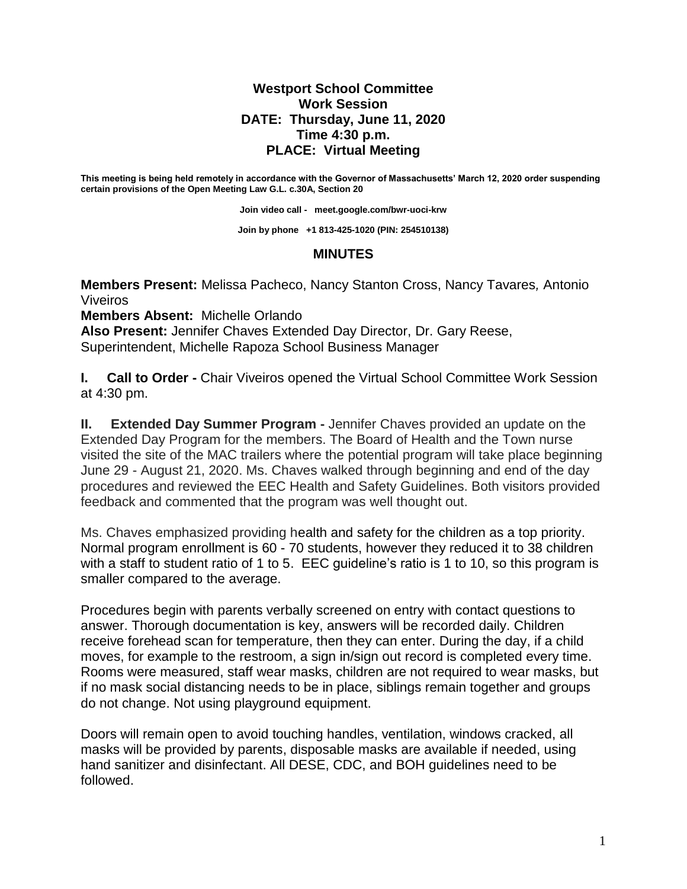**Westport School Committee**
**Work Session**
**DATE: Thursday, June 11, 2020**
**Time 4:30 p.m.**
**PLACE: Virtual Meeting**

**This meeting is being held remotely in accordance with the Governor of Massachusetts' March 12, 2020 order suspending certain provisions of the Open Meeting Law G.L. c.30A, Section 20**

**Join video call - meet.google.com/bwr-uoci-krw**

**Join by phone +1 813-425-1020 (PIN: 254510138)**

## MINUTES

**Members Present:** Melissa Pacheco, Nancy Stanton Cross, Nancy Tavares*,* Antonio Viveiros
**Members Absent:** Michelle Orlando
**Also Present:** Jennifer Chaves Extended Day Director, Dr. Gary Reese, Superintendent, Michelle Rapoza School Business Manager

**I. Call to Order -** Chair Viveiros opened the Virtual School Committee Work Session at 4:30 pm.

**II. Extended Day Summer Program -** Jennifer Chaves provided an update on the Extended Day Program for the members. The Board of Health and the Town nurse visited the site of the MAC trailers where the potential program will take place beginning June 29 - August 21, 2020. Ms. Chaves walked through beginning and end of the day procedures and reviewed the EEC Health and Safety Guidelines. Both visitors provided feedback and commented that the program was well thought out.

Ms. Chaves emphasized providing health and safety for the children as a top priority. Normal program enrollment is 60 - 70 students, however they reduced it to 38 children with a staff to student ratio of 1 to 5. EEC guideline's ratio is 1 to 10, so this program is smaller compared to the average.

Procedures begin with parents verbally screened on entry with contact questions to answer. Thorough documentation is key, answers will be recorded daily. Children receive forehead scan for temperature, then they can enter. During the day, if a child moves, for example to the restroom, a sign in/sign out record is completed every time. Rooms were measured, staff wear masks, children are not required to wear masks, but if no mask social distancing needs to be in place, siblings remain together and groups do not change. Not using playground equipment.

Doors will remain open to avoid touching handles, ventilation, windows cracked, all masks will be provided by parents, disposable masks are available if needed, using hand sanitizer and disinfectant. All DESE, CDC, and BOH guidelines need to be followed.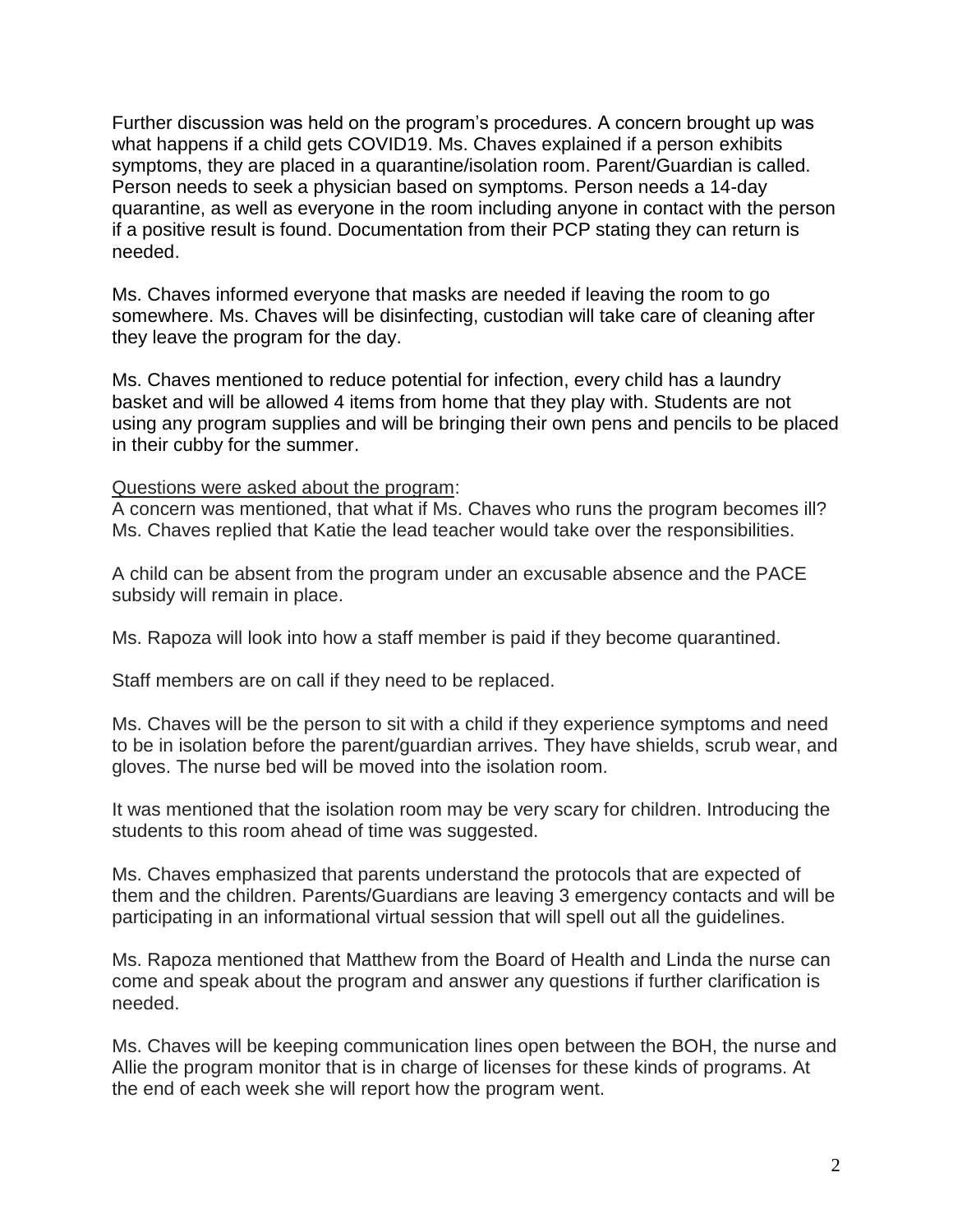Further discussion was held on the program's procedures. A concern brought up was what happens if a child gets COVID19. Ms. Chaves explained if a person exhibits symptoms, they are placed in a quarantine/isolation room. Parent/Guardian is called. Person needs to seek a physician based on symptoms. Person needs a 14-day quarantine, as well as everyone in the room including anyone in contact with the person if a positive result is found. Documentation from their PCP stating they can return is needed.

Ms. Chaves informed everyone that masks are needed if leaving the room to go somewhere. Ms. Chaves will be disinfecting, custodian will take care of cleaning after they leave the program for the day.

Ms. Chaves mentioned to reduce potential for infection, every child has a laundry basket and will be allowed 4 items from home that they play with. Students are not using any program supplies and will be bringing their own pens and pencils to be placed in their cubby for the summer.

<u>Questions were asked about the program</u>:
A concern was mentioned, that what if Ms. Chaves who runs the program becomes ill? Ms. Chaves replied that Katie the lead teacher would take over the responsibilities.

A child can be absent from the program under an excusable absence and the PACE subsidy will remain in place.

Ms. Rapoza will look into how a staff member is paid if they become quarantined.

Staff members are on call if they need to be replaced.

Ms. Chaves will be the person to sit with a child if they experience symptoms and need to be in isolation before the parent/guardian arrives. They have shields, scrub wear, and gloves. The nurse bed will be moved into the isolation room.

It was mentioned that the isolation room may be very scary for children. Introducing the students to this room ahead of time was suggested.

Ms. Chaves emphasized that parents understand the protocols that are expected of them and the children. Parents/Guardians are leaving 3 emergency contacts and will be participating in an informational virtual session that will spell out all the guidelines.

Ms. Rapoza mentioned that Matthew from the Board of Health and Linda the nurse can come and speak about the program and answer any questions if further clarification is needed.

Ms. Chaves will be keeping communication lines open between the BOH, the nurse and Allie the program monitor that is in charge of licenses for these kinds of programs. At the end of each week she will report how the program went.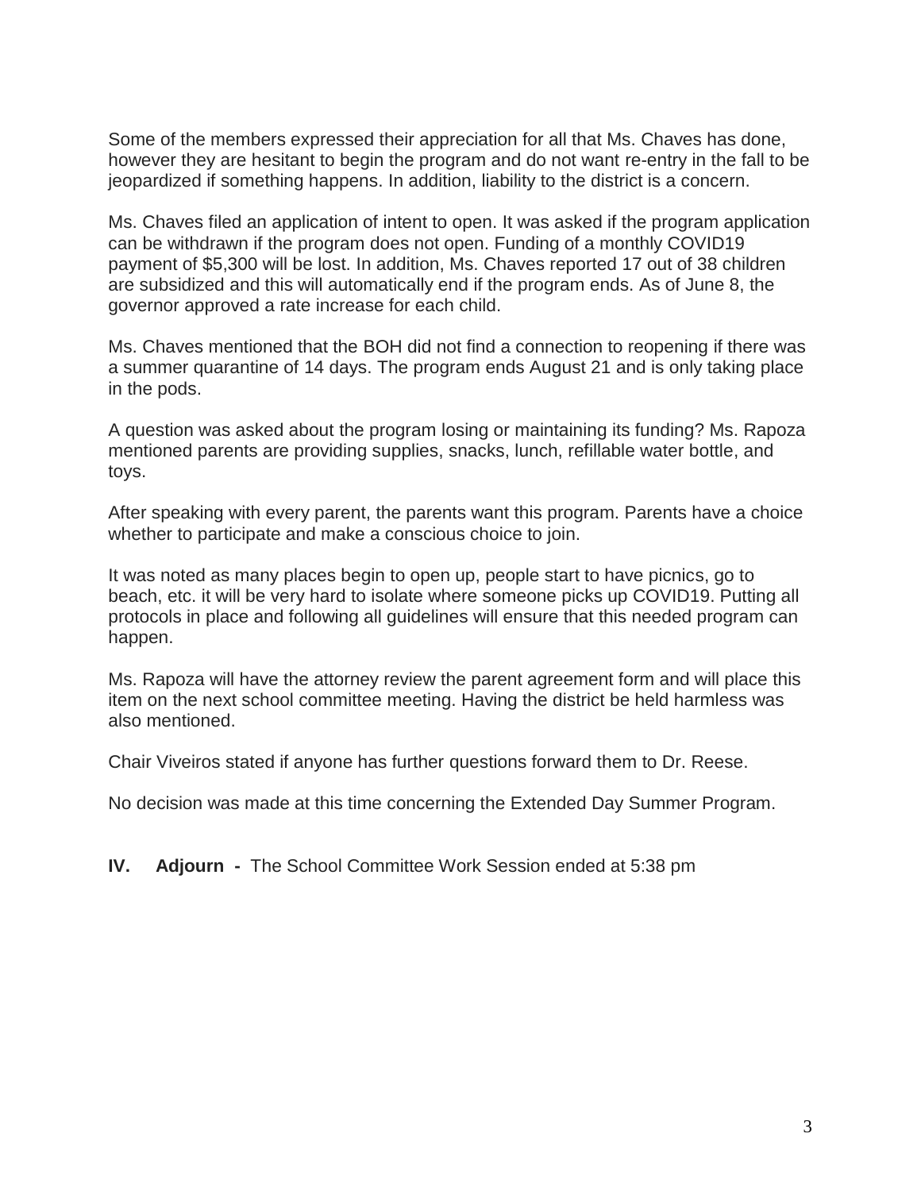Some of the members expressed their appreciation for all that Ms. Chaves has done, however they are hesitant to begin the program and do not want re-entry in the fall to be jeopardized if something happens. In addition, liability to the district is a concern.

Ms. Chaves filed an application of intent to open. It was asked if the program application can be withdrawn if the program does not open. Funding of a monthly COVID19 payment of $5,300 will be lost. In addition, Ms. Chaves reported 17 out of 38 children are subsidized and this will automatically end if the program ends. As of June 8, the governor approved a rate increase for each child.

Ms. Chaves mentioned that the BOH did not find a connection to reopening if there was a summer quarantine of 14 days. The program ends August 21 and is only taking place in the pods.

A question was asked about the program losing or maintaining its funding? Ms. Rapoza mentioned parents are providing supplies, snacks, lunch, refillable water bottle, and toys.

After speaking with every parent, the parents want this program. Parents have a choice whether to participate and make a conscious choice to join.

It was noted as many places begin to open up, people start to have picnics, go to beach, etc. it will be very hard to isolate where someone picks up COVID19. Putting all protocols in place and following all guidelines will ensure that this needed program can happen.

Ms. Rapoza will have the attorney review the parent agreement form and will place this item on the next school committee meeting. Having the district be held harmless was also mentioned.

Chair Viveiros stated if anyone has further questions forward them to Dr. Reese.

No decision was made at this time concerning the Extended Day Summer Program.

**IV. Adjourn -** The School Committee Work Session ended at 5:38 pm